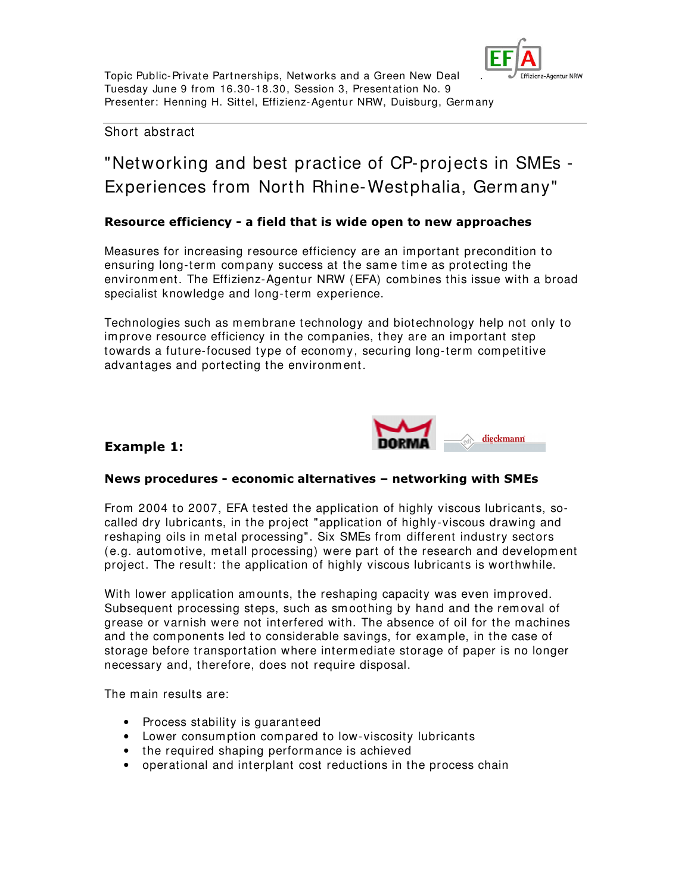Topic Public-Private Partnerships, Networks and a Green New Deal
Tuesday June 9 from 16.30-18.30, Session 3, Presentation No. 9
Presenter: Henning H. Sittel, Effizienz-Agentur NRW, Duisburg, Germany

Short abstract

# "Networking and best practice of CP-projects in SMEs - Experiences from North Rhine-Westphalia, Germany"

### Resource efficiency - a field that is wide open to new approaches

Measures for increasing resource efficiency are an important precondition to ensuring long-term company success at the same time as protecting the environment. The Effizienz-Agentur NRW (EFA) combines this issue with a broad specialist knowledge and long-term experience.

Technologies such as membrane technology and biotechnology help not only to improve resource efficiency in the companies, they are an important step towards a future-focused type of economy, securing long-term competitive advantages and portecting the environment.

### Example 1:

### News procedures - economic alternatives – networking with SMEs

From 2004 to 2007, EFA tested the application of highly viscous lubricants, so-called dry lubricants, in the project "application of highly-viscous drawing and reshaping oils in metal processing". Six SMEs from different industry sectors (e.g. automotive, metall processing) were part of the research and development project. The result: the application of highly viscous lubricants is worthwhile.

With lower application amounts, the reshaping capacity was even improved. Subsequent processing steps, such as smoothing by hand and the removal of grease or varnish were not interfered with. The absence of oil for the machines and the components led to considerable savings, for example, in the case of storage before transportation where intermediate storage of paper is no longer necessary and, therefore, does not require disposal.

The main results are:

- Process stability is guaranteed
- Lower consumption compared to low-viscosity lubricants
- the required shaping performance is achieved
- operational and interplant cost reductions in the process chain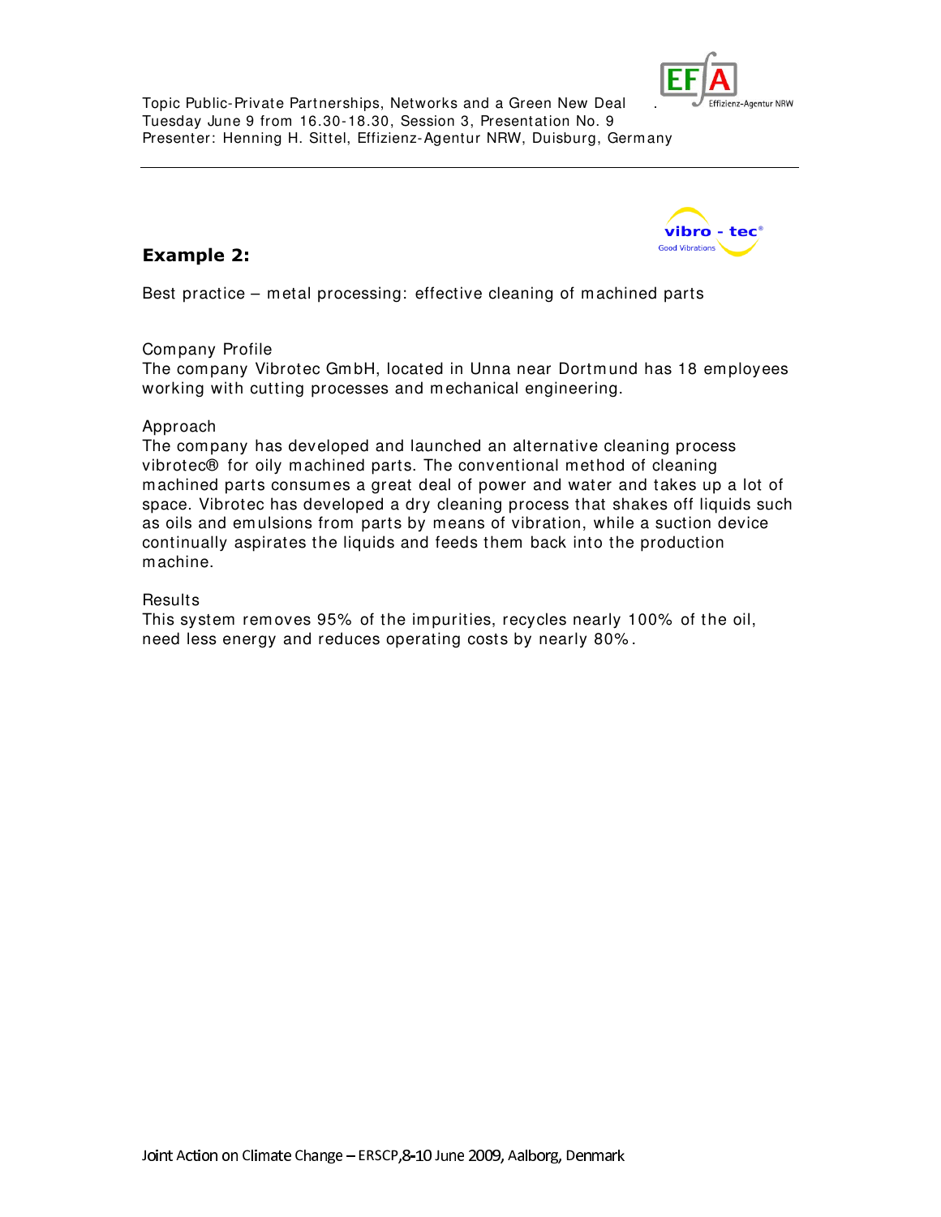## Example 2:

Best practice – metal processing: effective cleaning of machined parts

Company Profile

The company Vibrotec GmbH, located in Unna near Dortmund has 18 employees working with cutting processes and mechanical engineering.

Approach

The company has developed and launched an alternative cleaning process vibrotec® for oily machined parts. The conventional method of cleaning machined parts consumes a great deal of power and water and takes up a lot of space. Vibrotec has developed a dry cleaning process that shakes off liquids such as oils and emulsions from parts by means of vibration, while a suction device continually aspirates the liquids and feeds them back into the production machine.

Results

This system removes 95% of the impurities, recycles nearly 100% of the oil, need less energy and reduces operating costs by nearly 80%.